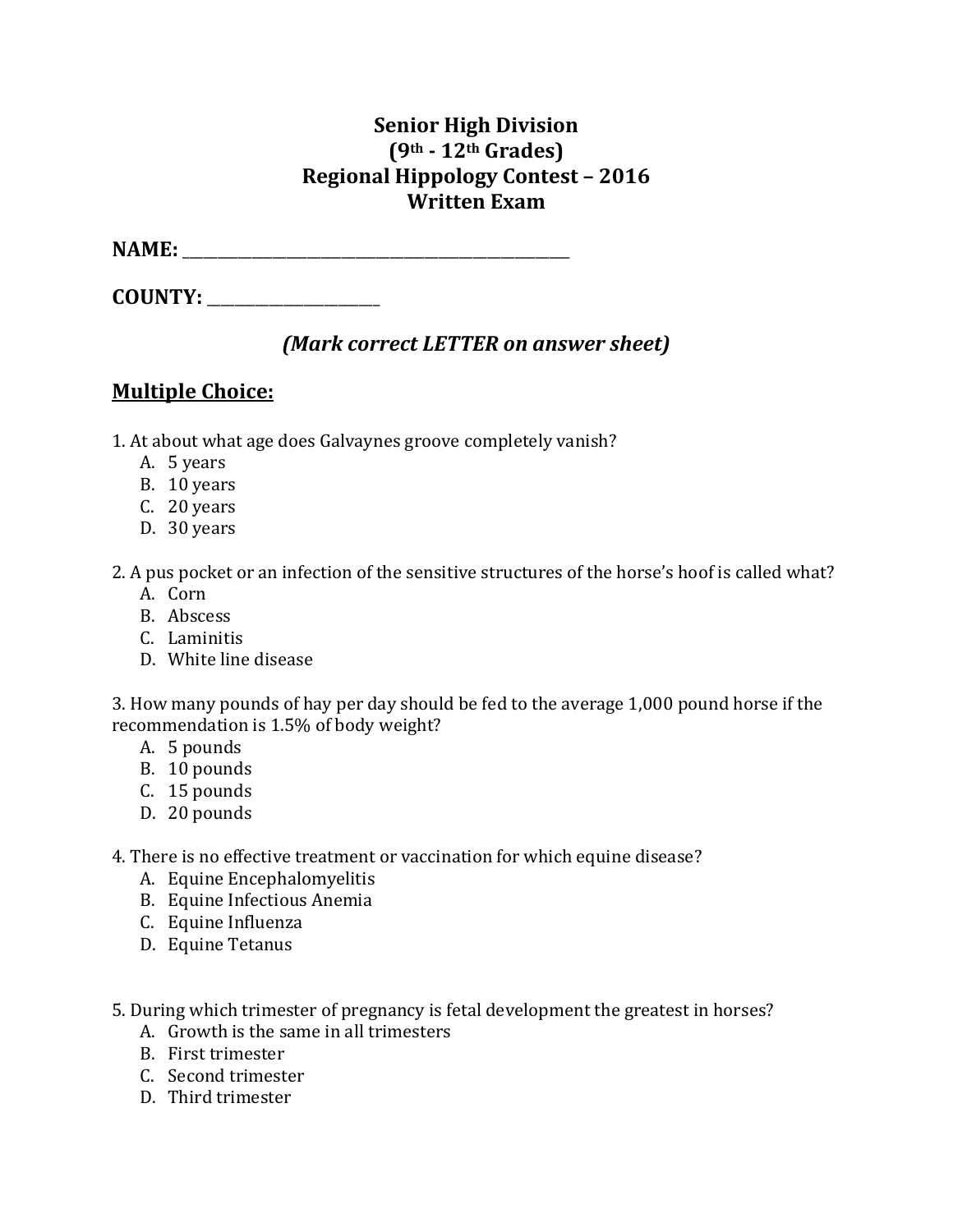# Senior High Division
# (9th - 12th Grades)
# Regional Hippology Contest – 2016
# Written Exam

**NAME:** ______________________________________________

**COUNTY:** ____________________

### *(Mark correct LETTER on answer sheet)*

## Multiple Choice:

1. At about what age does Galvaynes groove completely vanish?
   - A. 5 years
   - B. 10 years
   - C. 20 years
   - D. 30 years

2. A pus pocket or an infection of the sensitive structures of the horse's hoof is called what?
   - A. Corn
   - B. Abscess
   - C. Laminitis
   - D. White line disease

3. How many pounds of hay per day should be fed to the average 1,000 pound horse if the recommendation is 1.5% of body weight?
   - A. 5 pounds
   - B. 10 pounds
   - C. 15 pounds
   - D. 20 pounds

4. There is no effective treatment or vaccination for which equine disease?
   - A. Equine Encephalomyelitis
   - B. Equine Infectious Anemia
   - C. Equine Influenza
   - D. Equine Tetanus

5. During which trimester of pregnancy is fetal development the greatest in horses?
   - A. Growth is the same in all trimesters
   - B. First trimester
   - C. Second trimester
   - D. Third trimester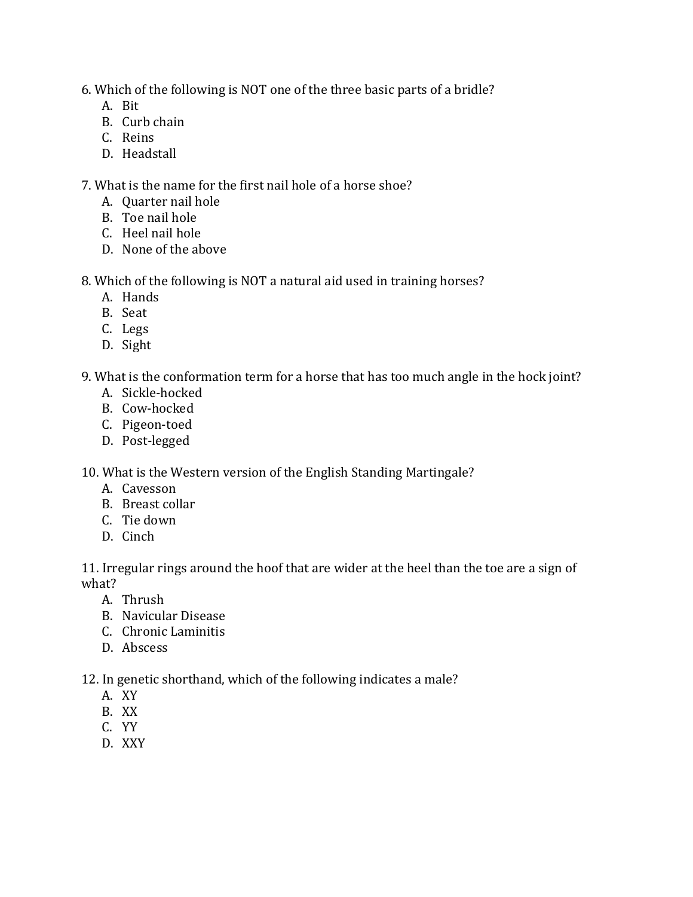6. Which of the following is NOT one of the three basic parts of a bridle?
   A. Bit
   B. Curb chain
   C. Reins
   D. Headstall

7. What is the name for the first nail hole of a horse shoe?
   A. Quarter nail hole
   B. Toe nail hole
   C. Heel nail hole
   D. None of the above

8. Which of the following is NOT a natural aid used in training horses?
   A. Hands
   B. Seat
   C. Legs
   D. Sight

9. What is the conformation term for a horse that has too much angle in the hock joint?
   A. Sickle-hocked
   B. Cow-hocked
   C. Pigeon-toed
   D. Post-legged

10. What is the Western version of the English Standing Martingale?
   A. Cavesson
   B. Breast collar
   C. Tie down
   D. Cinch

11. Irregular rings around the hoof that are wider at the heel than the toe are a sign of what?
   A. Thrush
   B. Navicular Disease
   C. Chronic Laminitis
   D. Abscess

12. In genetic shorthand, which of the following indicates a male?
   A. XY
   B. XX
   C. YY
   D. XXY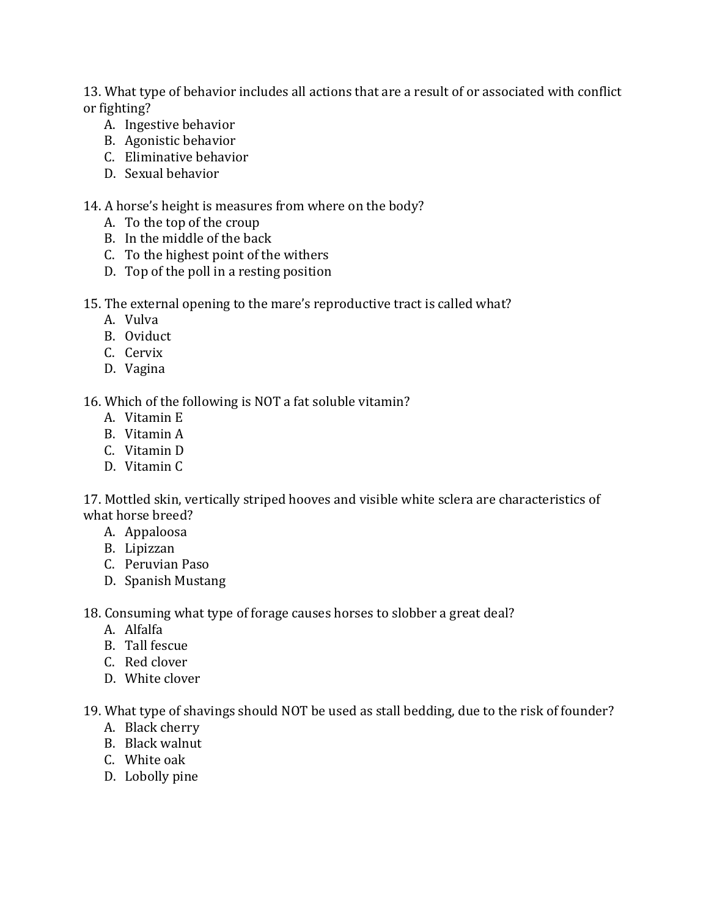13. What type of behavior includes all actions that are a result of or associated with conflict or fighting?

A. Ingestive behavior
B. Agonistic behavior
C. Eliminative behavior
D. Sexual behavior

14. A horse's height is measures from where on the body?

A. To the top of the croup
B. In the middle of the back
C. To the highest point of the withers
D. Top of the poll in a resting position

15. The external opening to the mare's reproductive tract is called what?

A. Vulva
B. Oviduct
C. Cervix
D. Vagina

16. Which of the following is NOT a fat soluble vitamin?

A. Vitamin E
B. Vitamin A
C. Vitamin D
D. Vitamin C

17. Mottled skin, vertically striped hooves and visible white sclera are characteristics of what horse breed?

A. Appaloosa
B. Lipizzan
C. Peruvian Paso
D. Spanish Mustang

18. Consuming what type of forage causes horses to slobber a great deal?

A. Alfalfa
B. Tall fescue
C. Red clover
D. White clover

19. What type of shavings should NOT be used as stall bedding, due to the risk of founder?

A. Black cherry
B. Black walnut
C. White oak
D. Lobolly pine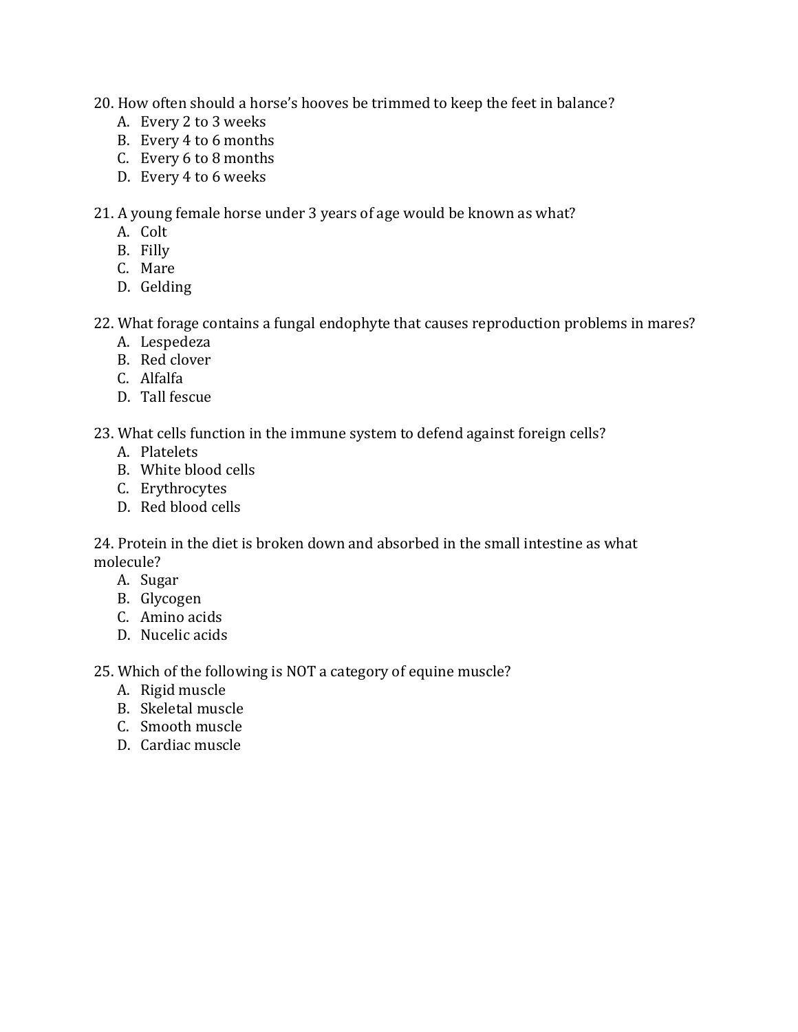20. How often should a horse's hooves be trimmed to keep the feet in balance?
    A. Every 2 to 3 weeks
    B. Every 4 to 6 months
    C. Every 6 to 8 months
    D. Every 4 to 6 weeks

21. A young female horse under 3 years of age would be known as what?
    A. Colt
    B. Filly
    C. Mare
    D. Gelding

22. What forage contains a fungal endophyte that causes reproduction problems in mares?
    A. Lespedeza
    B. Red clover
    C. Alfalfa
    D. Tall fescue

23. What cells function in the immune system to defend against foreign cells?
    A. Platelets
    B. White blood cells
    C. Erythrocytes
    D. Red blood cells

24. Protein in the diet is broken down and absorbed in the small intestine as what molecule?
    A. Sugar
    B. Glycogen
    C. Amino acids
    D. Nucelic acids

25. Which of the following is NOT a category of equine muscle?
    A. Rigid muscle
    B. Skeletal muscle
    C. Smooth muscle
    D. Cardiac muscle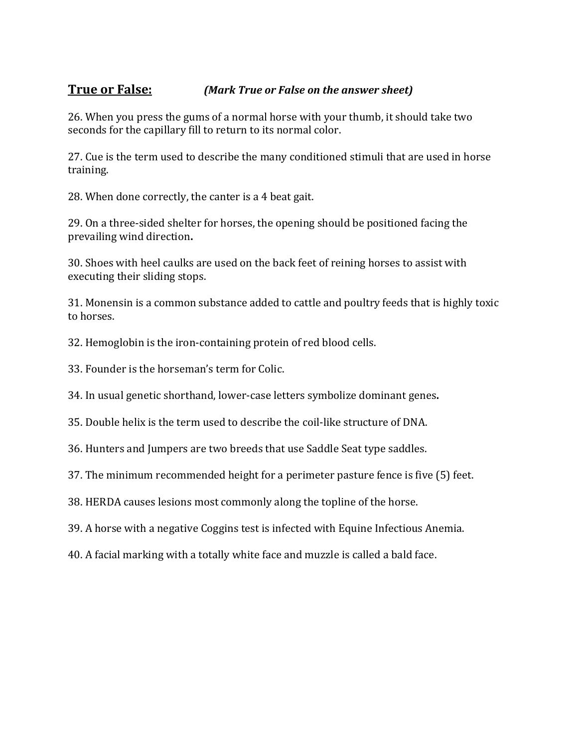**<u>True or False:</u>** ***(Mark True or False on the answer sheet)***

26. When you press the gums of a normal horse with your thumb, it should take two seconds for the capillary fill to return to its normal color.

27. Cue is the term used to describe the many conditioned stimuli that are used in horse training.

28. When done correctly, the canter is a 4 beat gait.

29. On a three-sided shelter for horses, the opening should be positioned facing the prevailing wind direction**.**

30. Shoes with heel caulks are used on the back feet of reining horses to assist with executing their sliding stops.

31. Monensin is a common substance added to cattle and poultry feeds that is highly toxic to horses.

32. Hemoglobin is the iron-containing protein of red blood cells.

33. Founder is the horseman's term for Colic.

34. In usual genetic shorthand, lower-case letters symbolize dominant genes**.**

35. Double helix is the term used to describe the coil-like structure of DNA.

36. Hunters and Jumpers are two breeds that use Saddle Seat type saddles.

37. The minimum recommended height for a perimeter pasture fence is five (5) feet.

38. HERDA causes lesions most commonly along the topline of the horse.

39. A horse with a negative Coggins test is infected with Equine Infectious Anemia.

40. A facial marking with a totally white face and muzzle is called a bald face.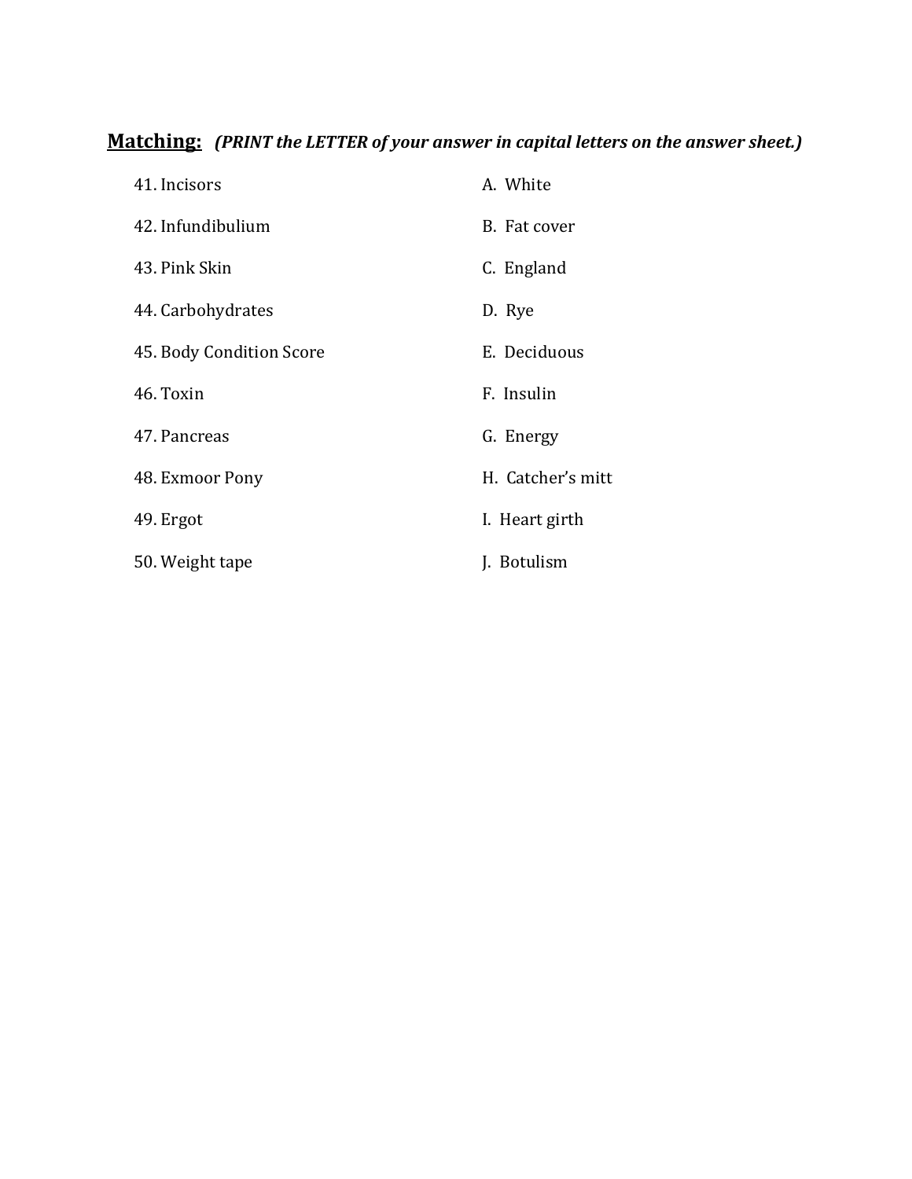**Matching:** ***(PRINT the LETTER of your answer in capital letters on the answer sheet.)***

| | |
|---|---|
| 41. Incisors | A. White |
| 42. Infundibulium | B. Fat cover |
| 43. Pink Skin | C. England |
| 44. Carbohydrates | D. Rye |
| 45. Body Condition Score | E. Deciduous |
| 46. Toxin | F. Insulin |
| 47. Pancreas | G. Energy |
| 48. Exmoor Pony | H. Catcher's mitt |
| 49. Ergot | I. Heart girth |
| 50. Weight tape | J. Botulism |